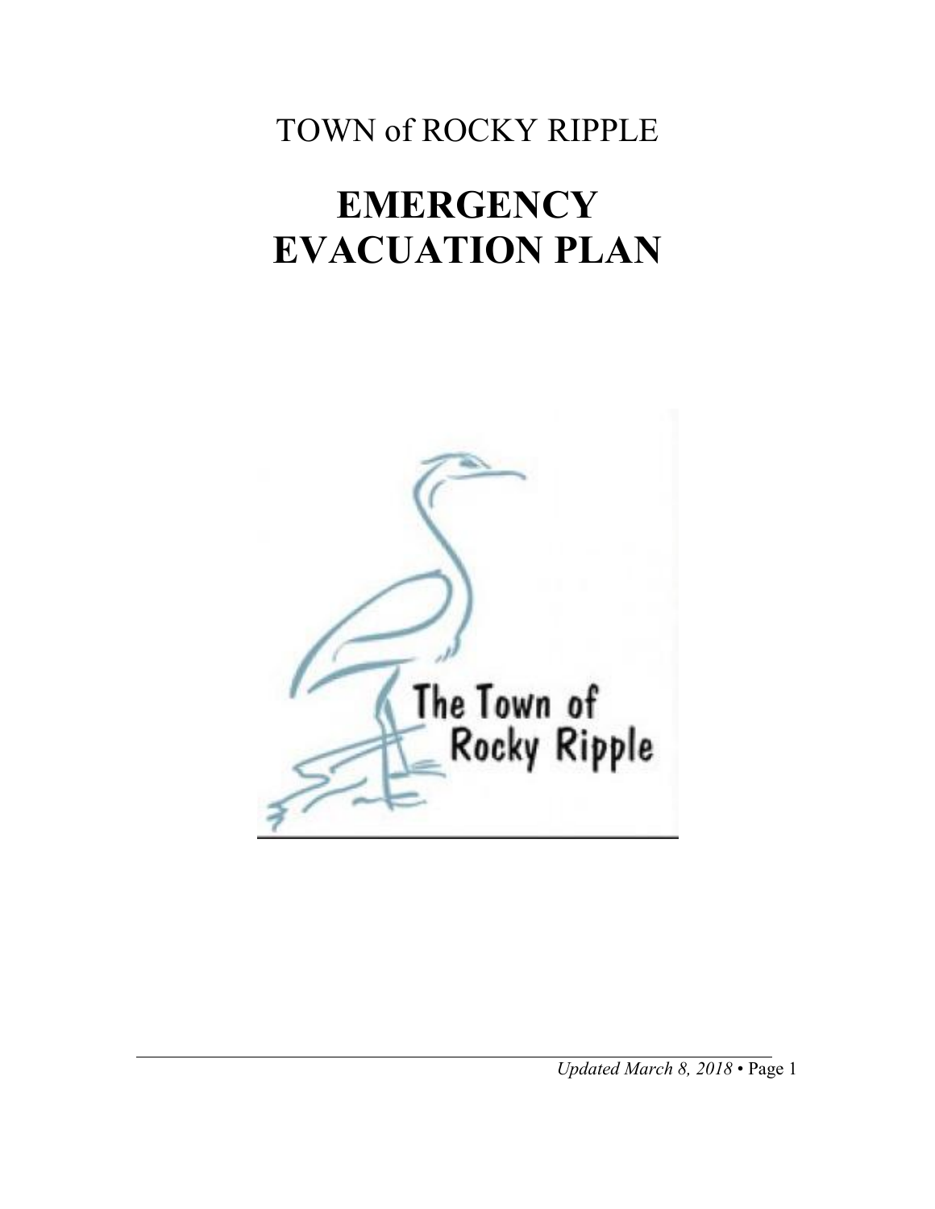TOWN of ROCKY RIPPLE

# EMERGENCY EVACUATION PLAN

The Town of Rocky Ripple

*Updated March 8, 2018*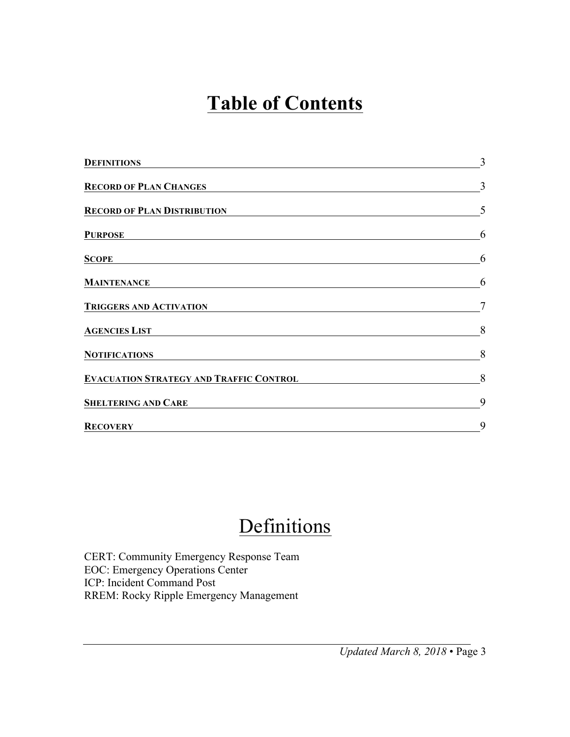# Table of Contents

| | |
|---|---|
| **DEFINITIONS** | 3 |
| **RECORD OF PLAN CHANGES** | 3 |
| **RECORD OF PLAN DISTRIBUTION** | 5 |
| **PURPOSE** | 6 |
| **SCOPE** | 6 |
| **MAINTENANCE** | 6 |
| **TRIGGERS AND ACTIVATION** | 7 |
| **AGENCIES LIST** | 8 |
| **NOTIFICATIONS** | 8 |
| **EVACUATION STRATEGY AND TRAFFIC CONTROL** | 8 |
| **SHELTERING AND CARE** | 9 |
| **RECOVERY** | 9 |

# Definitions

CERT: Community Emergency Response Team
EOC: Emergency Operations Center
ICP: Incident Command Post
RREM: Rocky Ripple Emergency Management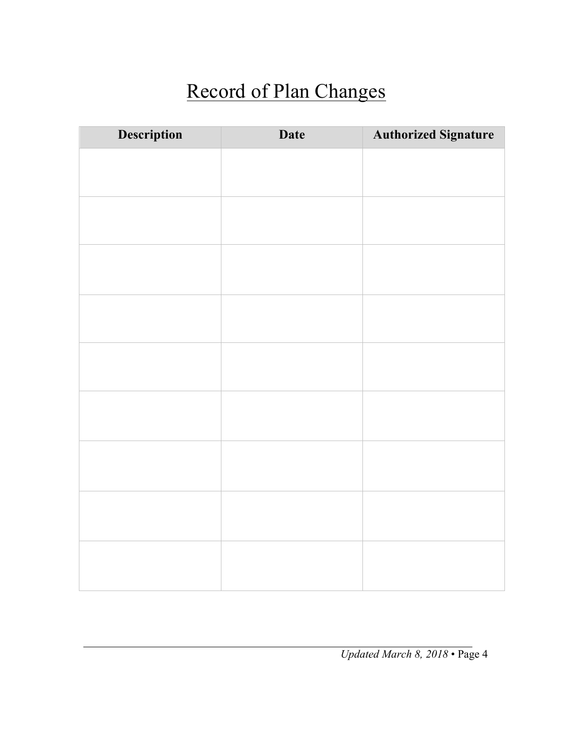# Record of Plan Changes

| Description | Date | Authorized Signature |
|---|---|---|
| | | |
| | | |
| | | |
| | | |
| | | |
| | | |
| | | |
| | | |
| | | |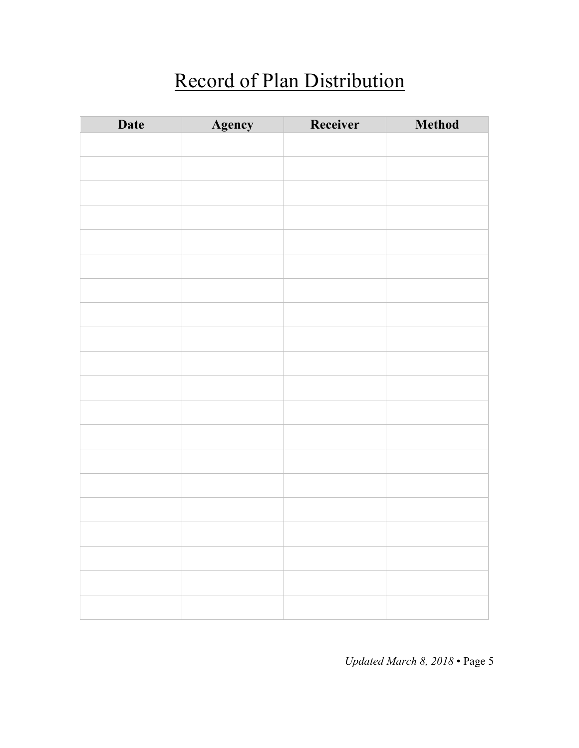# Record of Plan Distribution

| Date | Agency | Receiver | Method |
|---|---|---|---|
| | | | |
| | | | |
| | | | |
| | | | |
| | | | |
| | | | |
| | | | |
| | | | |
| | | | |
| | | | |
| | | | |
| | | | |
| | | | |
| | | | |
| | | | |
| | | | |
| | | | |
| | | | |
| | | | |
| | | | |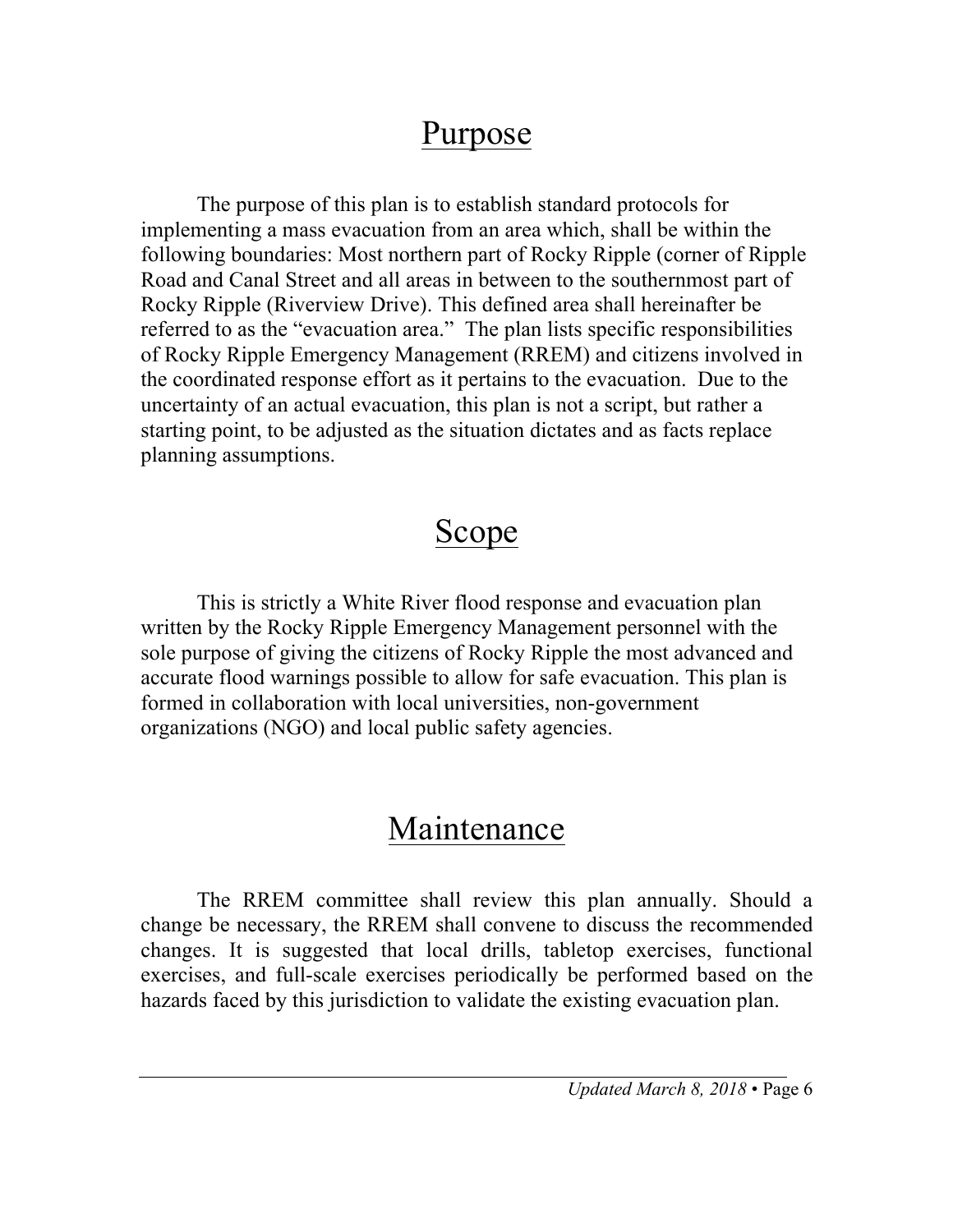# Purpose

The purpose of this plan is to establish standard protocols for implementing a mass evacuation from an area which, shall be within the following boundaries: Most northern part of Rocky Ripple (corner of Ripple Road and Canal Street and all areas in between to the southernmost part of Rocky Ripple (Riverview Drive). This defined area shall hereinafter be referred to as the "evacuation area." The plan lists specific responsibilities of Rocky Ripple Emergency Management (RREM) and citizens involved in the coordinated response effort as it pertains to the evacuation. Due to the uncertainty of an actual evacuation, this plan is not a script, but rather a starting point, to be adjusted as the situation dictates and as facts replace planning assumptions.

# Scope

This is strictly a White River flood response and evacuation plan written by the Rocky Ripple Emergency Management personnel with the sole purpose of giving the citizens of Rocky Ripple the most advanced and accurate flood warnings possible to allow for safe evacuation. This plan is formed in collaboration with local universities, non-government organizations (NGO) and local public safety agencies.

# Maintenance

The RREM committee shall review this plan annually. Should a change be necessary, the RREM shall convene to discuss the recommended changes. It is suggested that local drills, tabletop exercises, functional exercises, and full-scale exercises periodically be performed based on the hazards faced by this jurisdiction to validate the existing evacuation plan.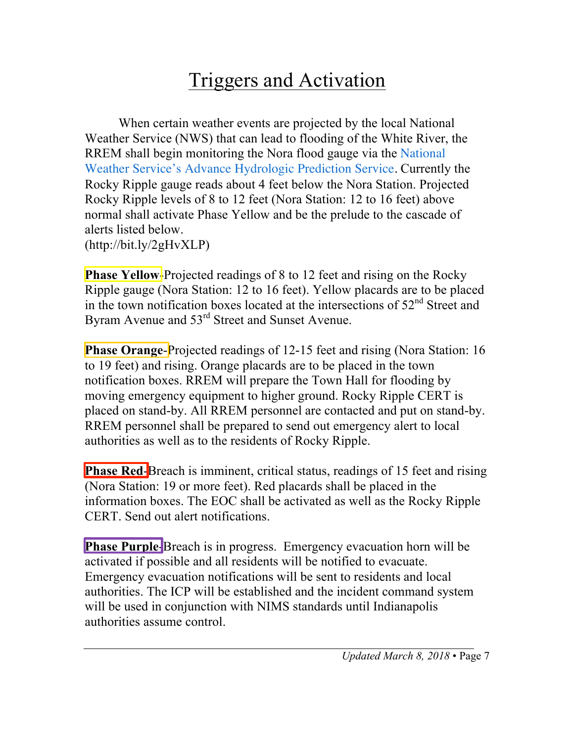# Triggers and Activation

When certain weather events are projected by the local National Weather Service (NWS) that can lead to flooding of the White River, the RREM shall begin monitoring the Nora flood gauge via the National Weather Service's Advance Hydrologic Prediction Service. Currently the Rocky Ripple gauge reads about 4 feet below the Nora Station. Projected Rocky Ripple levels of 8 to 12 feet (Nora Station: 12 to 16 feet) above normal shall activate Phase Yellow and be the prelude to the cascade of alerts listed below.
(http://bit.ly/2gHvXLP)

**Phase Yellow**-Projected readings of 8 to 12 feet and rising on the Rocky Ripple gauge (Nora Station: 12 to 16 feet). Yellow placards are to be placed in the town notification boxes located at the intersections of 52nd Street and Byram Avenue and 53rd Street and Sunset Avenue.

**Phase Orange**-Projected readings of 12-15 feet and rising (Nora Station: 16 to 19 feet) and rising. Orange placards are to be placed in the town notification boxes. RREM will prepare the Town Hall for flooding by moving emergency equipment to higher ground. Rocky Ripple CERT is placed on stand-by. All RREM personnel are contacted and put on stand-by. RREM personnel shall be prepared to send out emergency alert to local authorities as well as to the residents of Rocky Ripple.

**Phase Red**-Breach is imminent, critical status, readings of 15 feet and rising (Nora Station: 19 or more feet). Red placards shall be placed in the information boxes. The EOC shall be activated as well as the Rocky Ripple CERT. Send out alert notifications.

**Phase Purple**-Breach is in progress. Emergency evacuation horn will be activated if possible and all residents will be notified to evacuate. Emergency evacuation notifications will be sent to residents and local authorities. The ICP will be established and the incident command system will be used in conjunction with NIMS standards until Indianapolis authorities assume control.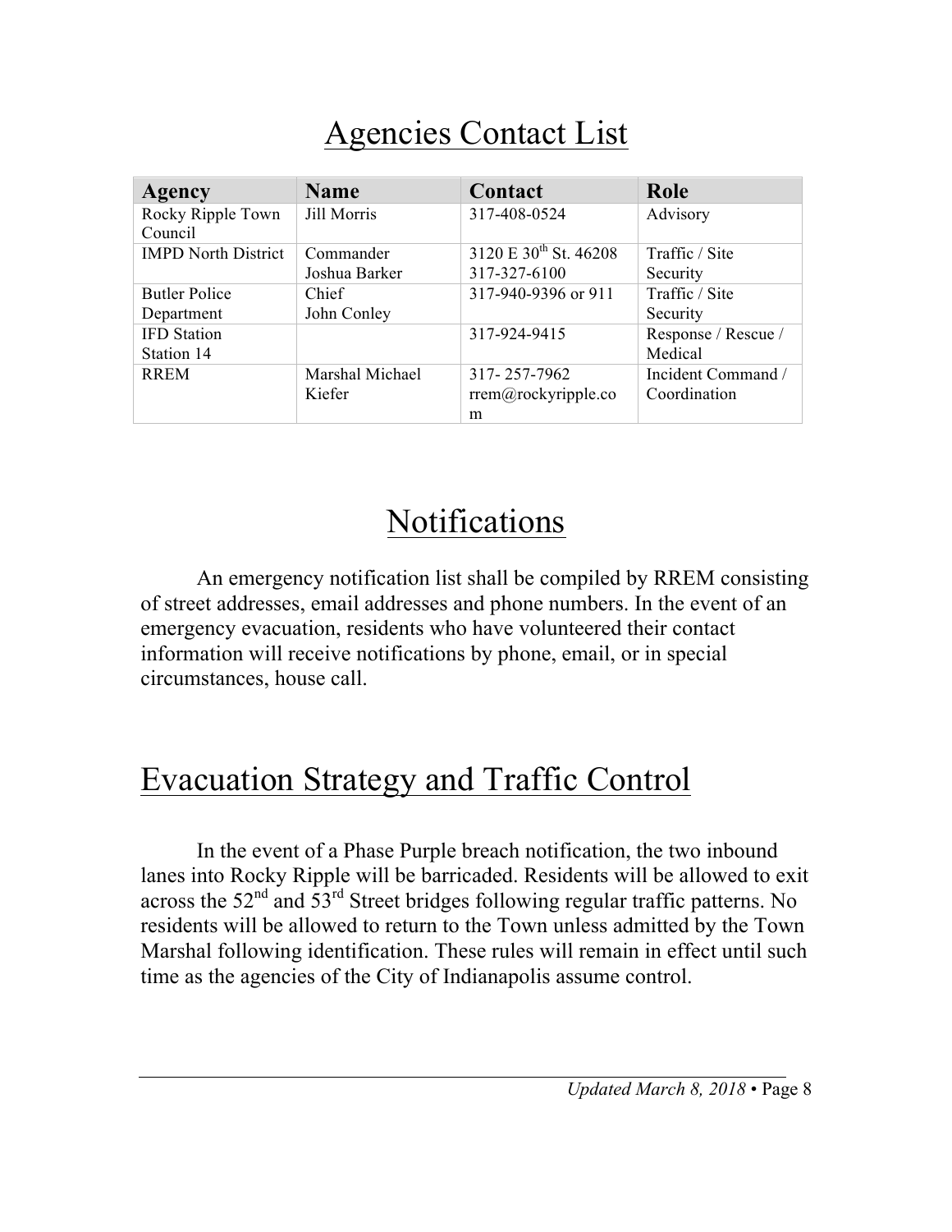# Agencies Contact List

| Agency | Name | Contact | Role |
|---|---|---|---|
| Rocky Ripple Town Council | Jill Morris | 317-408-0524 | Advisory |
| IMPD North District | Commander Joshua Barker | 3120 E 30th St. 46208 317-327-6100 | Traffic / Site Security |
| Butler Police Department | Chief John Conley | 317-940-9396 or 911 | Traffic / Site Security |
| IFD Station Station 14 | | 317-924-9415 | Response / Rescue / Medical |
| RREM | Marshal Michael Kiefer | 317- 257-7962 rrem@rockyripple.com | Incident Command / Coordination |

# Notifications

An emergency notification list shall be compiled by RREM consisting of street addresses, email addresses and phone numbers. In the event of an emergency evacuation, residents who have volunteered their contact information will receive notifications by phone, email, or in special circumstances, house call.

# Evacuation Strategy and Traffic Control

In the event of a Phase Purple breach notification, the two inbound lanes into Rocky Ripple will be barricaded. Residents will be allowed to exit across the 52nd and 53rd Street bridges following regular traffic patterns. No residents will be allowed to return to the Town unless admitted by the Town Marshal following identification. These rules will remain in effect until such time as the agencies of the City of Indianapolis assume control.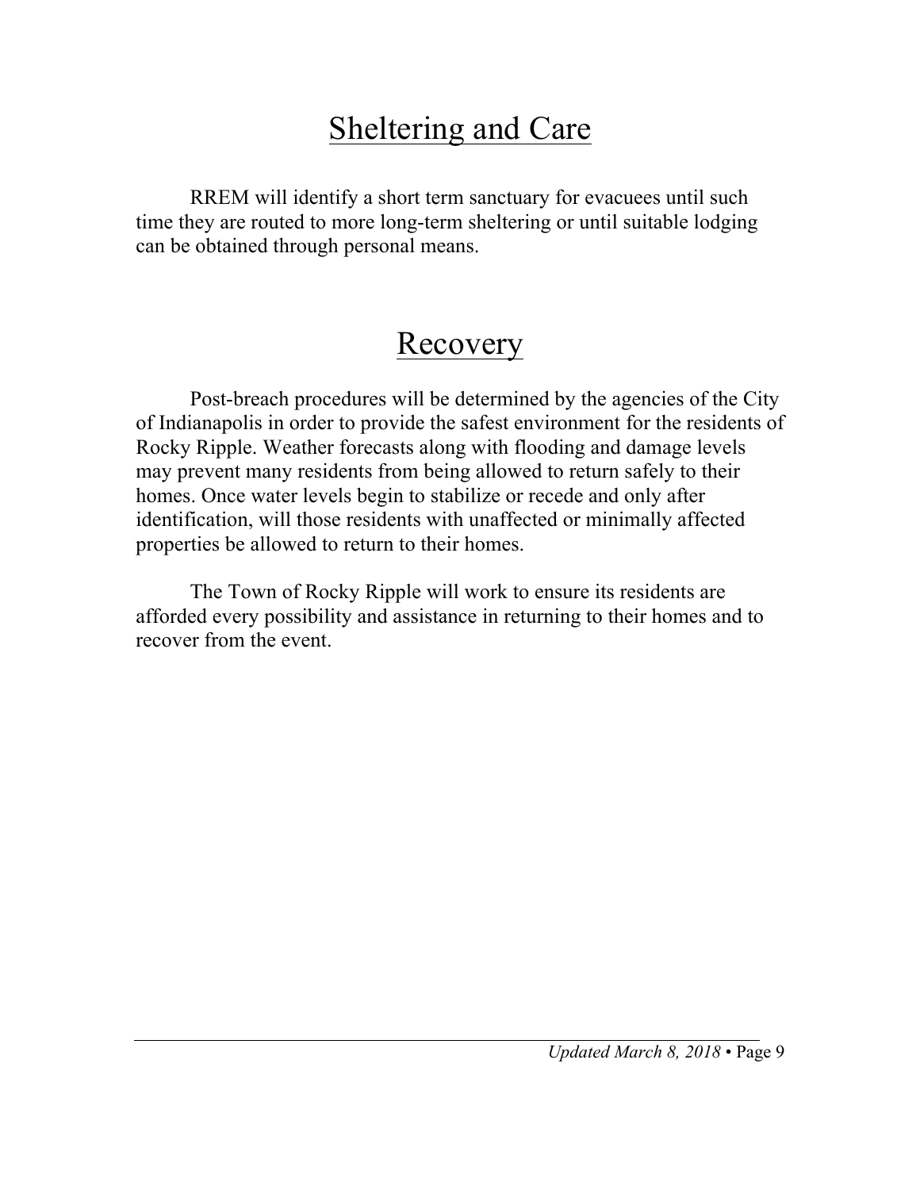# Sheltering and Care

RREM will identify a short term sanctuary for evacuees until such time they are routed to more long-term sheltering or until suitable lodging can be obtained through personal means.

# Recovery

Post-breach procedures will be determined by the agencies of the City of Indianapolis in order to provide the safest environment for the residents of Rocky Ripple. Weather forecasts along with flooding and damage levels may prevent many residents from being allowed to return safely to their homes. Once water levels begin to stabilize or recede and only after identification, will those residents with unaffected or minimally affected properties be allowed to return to their homes.

The Town of Rocky Ripple will work to ensure its residents are afforded every possibility and assistance in returning to their homes and to recover from the event.